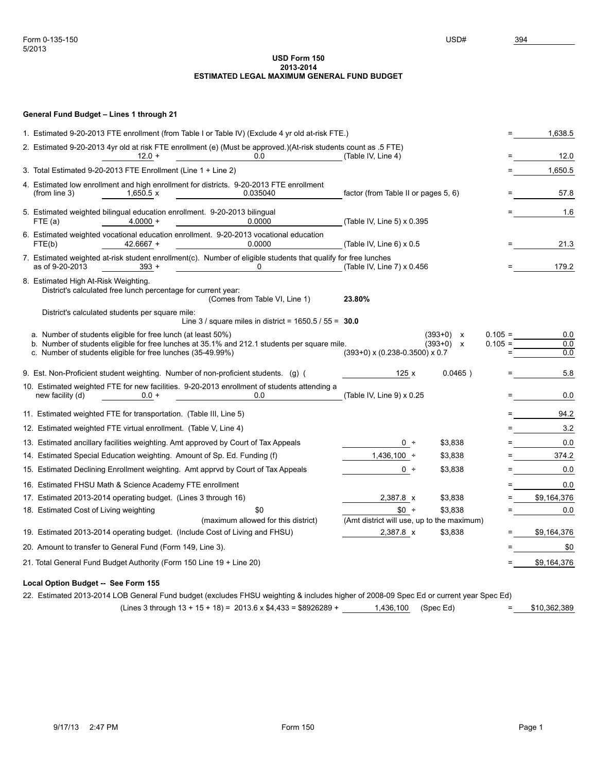Form 0-135-150
5/2013

USD# 394

**USD Form 150**
**2013-2014**
**ESTIMATED LEGAL MAXIMUM GENERAL FUND BUDGET**

**General Fund Budget – Lines 1 through 21**

1. Estimated 9-20-2013 FTE enrollment (from Table I or Table IV) (Exclude 4 yr old at-risk FTE.) = 1,638.5

2. Estimated 9-20-2013 4yr old at risk FTE enrollment (e) (Must be approved.)(At-risk students count as .5 FTE) 12.0 + 0.0 (Table IV, Line 4) = 12.0

3. Total Estimated 9-20-2013 FTE Enrollment (Line 1 + Line 2) = 1,650.5

4. Estimated low enrollment and high enrollment for districts. 9-20-2013 FTE enrollment (from line 3) 1,650.5 x 0.035040 factor (from Table II or pages 5, 6) = 57.8

5. Estimated weighted bilingual education enrollment. 9-20-2013 bilingual FTE (a) 4.0000 + 0.0000 (Table IV, Line 5) x 0.395 = 1.6

6. Estimated weighted vocational education enrollment. 9-20-2013 vocational education FTE(b) 42.6667 + 0.0000 (Table IV, Line 6) x 0.5 = 21.3

7. Estimated weighted at-risk student enrollment(c). Number of eligible students that qualify for free lunches as of 9-20-2013 393 + 0 (Table IV, Line 7) x 0.456 = 179.2

8. Estimated High At-Risk Weighting.
   District's calculated free lunch percentage for current year: (Comes from Table VI, Line 1) **23.80%**
   District's calculated students per square mile: Line 3 / square miles in district = 1650.5 / 55 = **30.0**
   a. Number of students eligible for free lunch (at least 50%) (393+0) x 0.105 = 0.0
   b. Number of students eligible for free lunches at 35.1% and 212.1 students per square mile. (393+0) x 0.105 = 0.0
   c. Number of students eligible for free lunches (35-49.99%) (393+0) x (0.238-0.3500) x 0.7 = 0.0

9. Est. Non-Proficient student weighting. Number of non-proficient students. (g) ( 125 x 0.0465 ) = 5.8

10. Estimated weighted FTE for new facilities. 9-20-2013 enrollment of students attending a new facility (d) 0.0 + 0.0 (Table IV, Line 9) x 0.25 = 0.0

11. Estimated weighted FTE for transportation. (Table III, Line 5) = 94.2

12. Estimated weighted FTE virtual enrollment. (Table V, Line 4) = 3.2

13. Estimated ancillary facilities weighting. Amt approved by Court of Tax Appeals 0 ÷ $3,838 = 0.0

14. Estimated Special Education weighting. Amount of Sp. Ed. Funding (f) 1,436,100 ÷ $3,838 = 374.2

15. Estimated Declining Enrollment weighting. Amt apprvd by Court of Tax Appeals 0 ÷ $3,838 = 0.0

16. Estimated FHSU Math & Science Academy FTE enrollment = 0.0

17. Estimated 2013-2014 operating budget. (Lines 3 through 16) 2,387.8 x $3,838 = $9,164,376

18. Estimated Cost of Living weighting $0 (maximum allowed for this district) $0 ÷ $3,838 (Amt district will use, up to the maximum) = 0.0

19. Estimated 2013-2014 operating budget. (Include Cost of Living and FHSU) 2,387.8 x $3,838 = $9,164,376

20. Amount to transfer to General Fund (Form 149, Line 3). = $0

21. Total General Fund Budget Authority (Form 150 Line 19 + Line 20) = $9,164,376

**Local Option Budget -- See Form 155**

22. Estimated 2013-2014 LOB General Fund budget (excludes FHSU weighting & includes higher of 2008-09 Spec Ed or current year Spec Ed)
   (Lines 3 through 13 + 15 + 18) = 2013.6 x $4,433 = $8926289 + 1,436,100 (Spec Ed) = $10,362,389

9/17/13 2:47 PM Form 150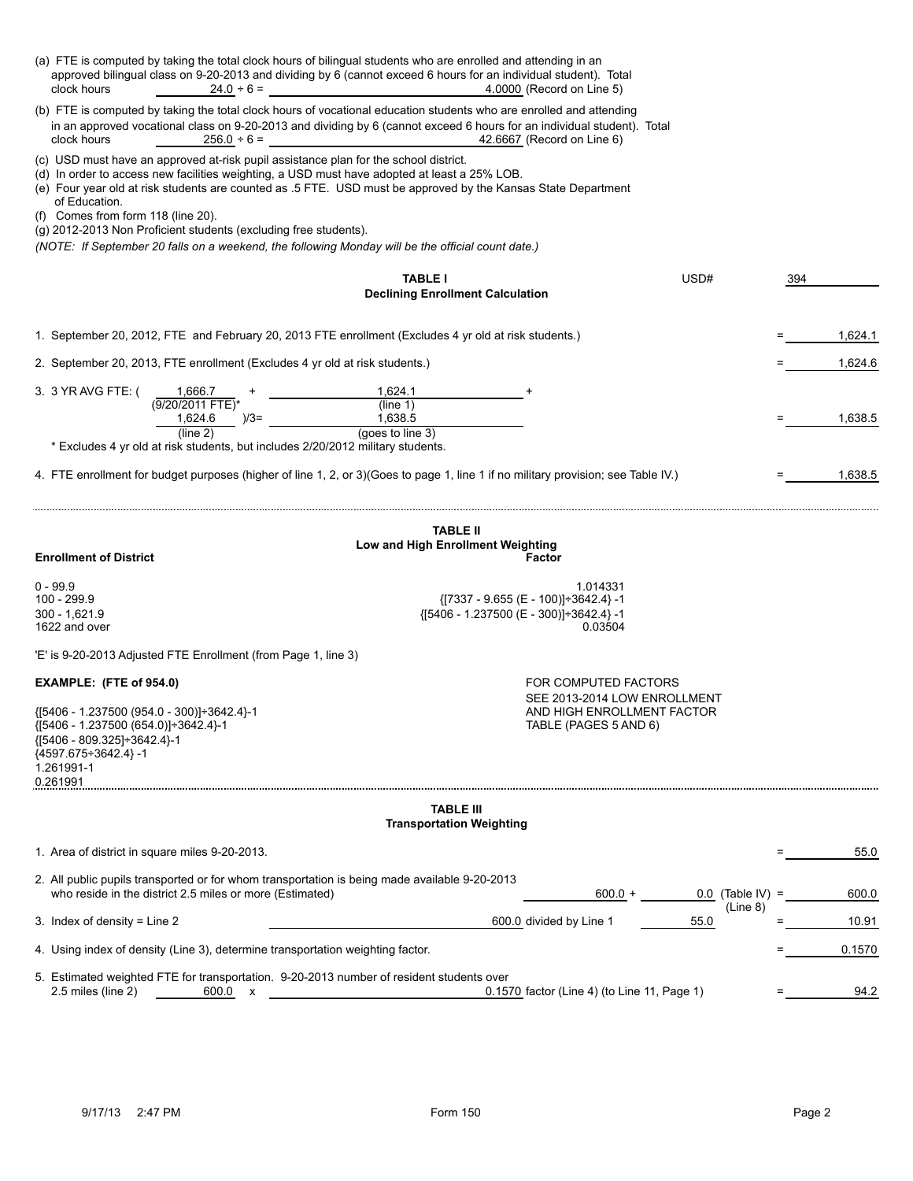(a) FTE is computed by taking the total clock hours of bilingual students who are enrolled and attending in an approved bilingual class on 9-20-2013 and dividing by 6 (cannot exceed 6 hours for an individual student). Total clock hours 24.0 ÷ 6 = 4.0000 (Record on Line 5)

(b) FTE is computed by taking the total clock hours of vocational education students who are enrolled and attending in an approved vocational class on 9-20-2013 and dividing by 6 (cannot exceed 6 hours for an individual student). Total clock hours 256.0 ÷ 6 = 42.6667 (Record on Line 6)

(c) USD must have an approved at-risk pupil assistance plan for the school district.
(d) In order to access new facilities weighting, a USD must have adopted at least a 25% LOB.
(e) Four year old at risk students are counted as .5 FTE. USD must be approved by the Kansas State Department of Education.
(f) Comes from form 118 (line 20).
(g) 2012-2013 Non Proficient students (excluding free students).

*(NOTE: If September 20 falls on a weekend, the following Monday will be the official count date.)*

## TABLE I
### Declining Enrollment Calculation

USD# 394

1. September 20, 2012, FTE and February 20, 2013 FTE enrollment (Excludes 4 yr old at risk students.) = 1,624.1

2. September 20, 2013, FTE enrollment (Excludes 4 yr old at risk students.) = 1,624.6

3. 3 YR AVG FTE: ( 1,666.7 (9/20/2011 FTE)* + 1,624.1 (line 1) + 1,624.6 (line 2) )/3= 1,638.5 (goes to line 3) = 1,638.5

\* Excludes 4 yr old at risk students, but includes 2/20/2012 military students.

4. FTE enrollment for budget purposes (higher of line 1, 2, or 3)(Goes to page 1, line 1 if no military provision; see Table IV.) = 1,638.5

## TABLE II
### Low and High Enrollment Weighting

| Enrollment of District | Factor |
|---|---|
| 0 - 99.9 | 1.014331 |
| 100 - 299.9 | {[7337 - 9.655 (E - 100)]÷3642.4} -1 |
| 300 - 1,621.9 | {[5406 - 1.237500 (E - 300)]÷3642.4} -1 |
| 1622 and over | 0.03504 |

'E' is 9-20-2013 Adjusted FTE Enrollment (from Page 1, line 3)

**EXAMPLE: (FTE of 954.0)**

{[5406 - 1.237500 (954.0 - 300)]÷3642.4}-1
{[5406 - 1.237500 (654.0)]÷3642.4}-1
{[5406 - 809.325]÷3642.4}-1
{4597.675÷3642.4} -1
1.261991-1
0.261991

FOR COMPUTED FACTORS SEE 2013-2014 LOW ENROLLMENT AND HIGH ENROLLMENT FACTOR TABLE (PAGES 5 AND 6)

## TABLE III
### Transportation Weighting

1. Area of district in square miles 9-20-2013. = 55.0

2. All public pupils transported or for whom transportation is being made available 9-20-2013 who reside in the district 2.5 miles or more (Estimated) 600.0 + 0.0 (Table IV) (Line 8) = 600.0

3. Index of density = Line 2 600.0 divided by Line 1 55.0 = 10.91

4. Using index of density (Line 3), determine transportation weighting factor. = 0.1570

5. Estimated weighted FTE for transportation. 9-20-2013 number of resident students over 2.5 miles (line 2) 600.0 x 0.1570 factor (Line 4) (to Line 11, Page 1) = 94.2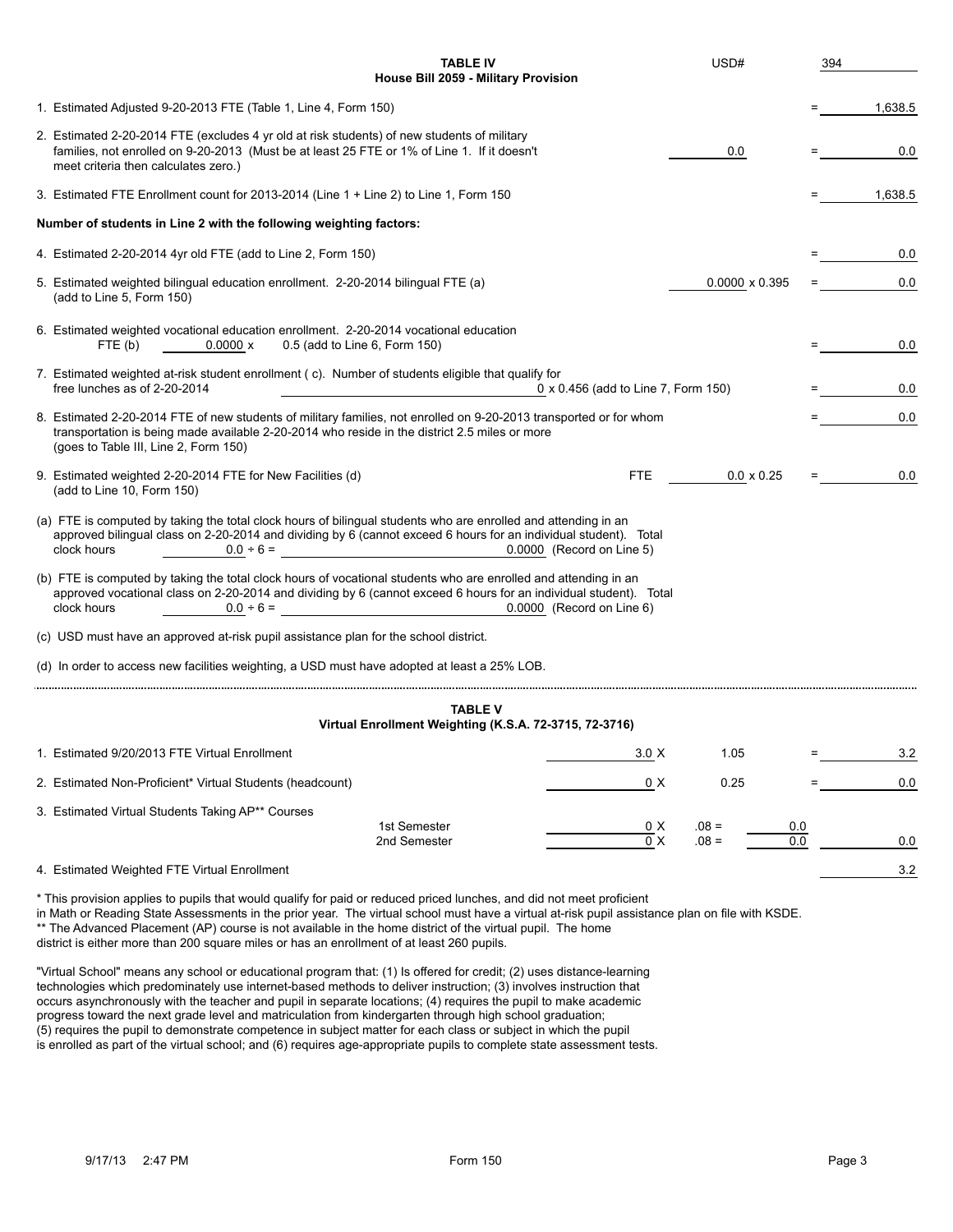## TABLE IV
### House Bill 2059 - Military Provision

USD# 394

| | | | |
|---|---|---|---|
| 1. Estimated Adjusted 9-20-2013 FTE (Table 1, Line 4, Form 150) | | = | 1,638.5 |
| 2. Estimated 2-20-2014 FTE (excludes 4 yr old at risk students) of new students of military families, not enrolled on 9-20-2013 (Must be at least 25 FTE or 1% of Line 1. If it doesn't meet criteria then calculates zero.) | 0.0 | = | 0.0 |
| 3. Estimated FTE Enrollment count for 2013-2014 (Line 1 + Line 2) to Line 1, Form 150 | | = | 1,638.5 |

**Number of students in Line 2 with the following weighting factors:**

| | | | |
|---|---|---|---|
| 4. Estimated 2-20-2014 4yr old FTE (add to Line 2, Form 150) | | = | 0.0 |
| 5. Estimated weighted bilingual education enrollment. 2-20-2014 bilingual FTE (a) (add to Line 5, Form 150) | 0.0000 x 0.395 | = | 0.0 |
| 6. Estimated weighted vocational education enrollment. 2-20-2014 vocational education FTE (b) 0.0000 x 0.5 (add to Line 6, Form 150) | | = | 0.0 |
| 7. Estimated weighted at-risk student enrollment (c). Number of students eligible that qualify for free lunches as of 2-20-2014 | 0 x 0.456 (add to Line 7, Form 150) | = | 0.0 |
| 8. Estimated 2-20-2014 FTE of new students of military families, not enrolled on 9-20-2013 transported or for whom transportation is being made available 2-20-2014 who reside in the district 2.5 miles or more (goes to Table III, Line 2, Form 150) | | = | 0.0 |
| 9. Estimated weighted 2-20-2014 FTE for New Facilities (d) (add to Line 10, Form 150) | FTE 0.0 x 0.25 | = | 0.0 |

(a) FTE is computed by taking the total clock hours of bilingual students who are enrolled and attending in an approved bilingual class on 2-20-2014 and dividing by 6 (cannot exceed 6 hours for an individual student). Total clock hours 0.0 ÷ 6 = 0.0000 (Record on Line 5)

(b) FTE is computed by taking the total clock hours of vocational students who are enrolled and attending in an approved vocational class on 2-20-2014 and dividing by 6 (cannot exceed 6 hours for an individual student). Total clock hours 0.0 ÷ 6 = 0.0000 (Record on Line 6)

(c) USD must have an approved at-risk pupil assistance plan for the school district.

(d) In order to access new facilities weighting, a USD must have adopted at least a 25% LOB.

---

## TABLE V
### Virtual Enrollment Weighting (K.S.A. 72-3715, 72-3716)

| | | | | | |
|---|---|---|---|---|---|
| 1. Estimated 9/20/2013 FTE Virtual Enrollment | | 3.0 X | 1.05 | = | 3.2 |
| 2. Estimated Non-Proficient* Virtual Students (headcount) | | 0 X | 0.25 | = | 0.0 |
| 3. Estimated Virtual Students Taking AP** Courses | 1st Semester | 0 X | .08 = | 0.0 | |
| | 2nd Semester | 0 X | .08 = | 0.0 | 0.0 |
| 4. Estimated Weighted FTE Virtual Enrollment | | | | | 3.2 |

\* This provision applies to pupils that would qualify for paid or reduced priced lunches, and did not meet proficient in Math or Reading State Assessments in the prior year. The virtual school must have a virtual at-risk pupil assistance plan on file with KSDE.
\*\* The Advanced Placement (AP) course is not available in the home district of the virtual pupil. The home district is either more than 200 square miles or has an enrollment of at least 260 pupils.

"Virtual School" means any school or educational program that: (1) Is offered for credit; (2) uses distance-learning technologies which predominately use internet-based methods to deliver instruction; (3) involves instruction that occurs asynchronously with the teacher and pupil in separate locations; (4) requires the pupil to make academic progress toward the next grade level and matriculation from kindergarten through high school graduation; (5) requires the pupil to demonstrate competence in subject matter for each class or subject in which the pupil is enrolled as part of the virtual school; and (6) requires age-appropriate pupils to complete state assessment tests.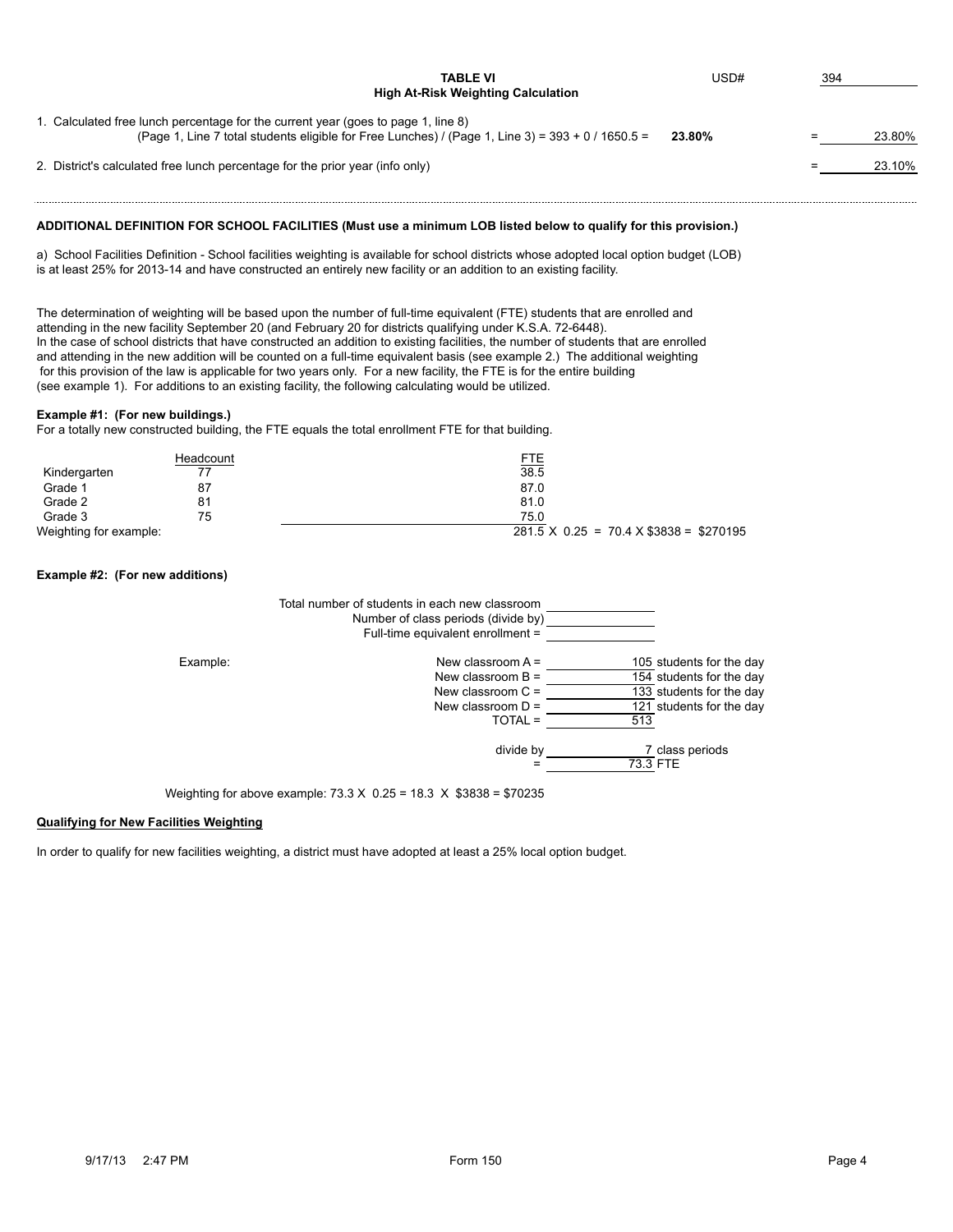## TABLE VI
### High At-Risk Weighting Calculation

USD# 394

1. Calculated free lunch percentage for the current year (goes to page 1, line 8)
   (Page 1, Line 7 total students eligible for Free Lunches) / (Page 1, Line 3) = 393 + 0 / 1650.5 = **23.80%** = 23.80%

2. District's calculated free lunch percentage for the prior year (info only) = 23.10%

---

**ADDITIONAL DEFINITION FOR SCHOOL FACILITIES (Must use a minimum LOB listed below to qualify for this provision.)**

a) School Facilities Definition - School facilities weighting is available for school districts whose adopted local option budget (LOB) is at least 25% for 2013-14 and have constructed an entirely new facility or an addition to an existing facility.

The determination of weighting will be based upon the number of full-time equivalent (FTE) students that are enrolled and attending in the new facility September 20 (and February 20 for districts qualifying under K.S.A. 72-6448). In the case of school districts that have constructed an addition to existing facilities, the number of students that are enrolled and attending in the new addition will be counted on a full-time equivalent basis (see example 2.) The additional weighting for this provision of the law is applicable for two years only. For a new facility, the FTE is for the entire building (see example 1). For additions to an existing facility, the following calculating would be utilized.

**Example #1: (For new buildings.)**

For a totally new constructed building, the FTE equals the total enrollment FTE for that building.

| | Headcount | FTE |
|---|---|---|
| Kindergarten | 77 | 38.5 |
| Grade 1 | 87 | 87.0 |
| Grade 2 | 81 | 81.0 |
| Grade 3 | 75 | 75.0 |
| Weighting for example: | | 281.5 X 0.25 = 70.4 X $3838 = $270195 |

**Example #2: (For new additions)**

Total number of students in each new classroom ______
Number of class periods (divide by) ______
Full-time equivalent enrollment = ______

Example:

| | | |
|---|---|---|
| New classroom A = | 105 | students for the day |
| New classroom B = | 154 | students for the day |
| New classroom C = | 133 | students for the day |
| New classroom D = | 121 | students for the day |
| TOTAL = | 513 | |
| divide by | 7 | class periods |
| = | 73.3 | FTE |

Weighting for above example: 73.3 X 0.25 = 18.3 X $3838 = $70235

**Qualifying for New Facilities Weighting**

In order to qualify for new facilities weighting, a district must have adopted at least a 25% local option budget.